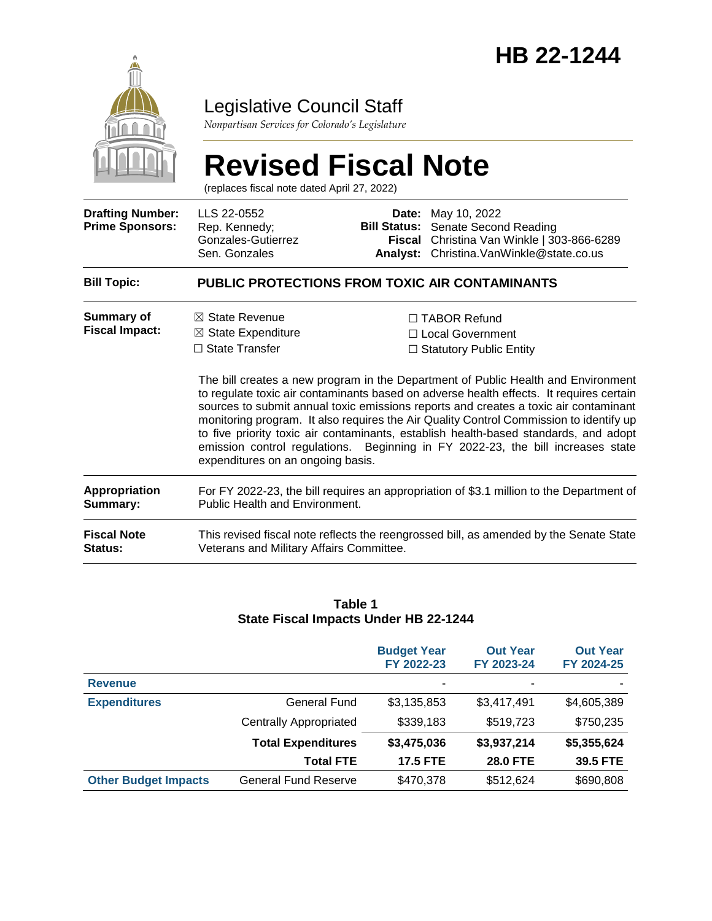# HB 22-1244

## Legislative Council Staff

*Nonpartisan Services for Colorado's Legislature*

# Revised Fiscal Note

(replaces fiscal note dated April 27, 2022)

| | | | |
|---|---|---|---|
| **Drafting Number:** | LLS 22-0552 | **Date:** | May 10, 2022 |
| **Prime Sponsors:** | Rep. Kennedy; Gonzales-Gutierrez<br>Sen. Gonzales | **Bill Status:** | Senate Second Reading |
| | | **Fiscal Analyst:** | Christina Van Winkle \| 303-866-6289<br>Christina.VanWinkle@state.co.us |

| | |
|---|---|
| **Bill Topic:** | **PUBLIC PROTECTIONS FROM TOXIC AIR CONTAMINANTS** |

**Summary of Fiscal Impact:**

☒ State Revenue
☒ State Expenditure
☐ State Transfer
☐ TABOR Refund
☐ Local Government
☐ Statutory Public Entity

The bill creates a new program in the Department of Public Health and Environment to regulate toxic air contaminants based on adverse health effects. It requires certain sources to submit annual toxic emissions reports and creates a toxic air contaminant monitoring program. It also requires the Air Quality Control Commission to identify up to five priority toxic air contaminants, establish health-based standards, and adopt emission control regulations. Beginning in FY 2022-23, the bill increases state expenditures on an ongoing basis.

**Appropriation Summary:** For FY 2022-23, the bill requires an appropriation of $3.1 million to the Department of Public Health and Environment.

**Fiscal Note Status:** This revised fiscal note reflects the reengrossed bill, as amended by the Senate State Veterans and Military Affairs Committee.

**Table 1**
**State Fiscal Impacts Under HB 22-1244**

| | | Budget Year FY 2022-23 | Out Year FY 2023-24 | Out Year FY 2024-25 |
|---|---|---|---|---|
| **Revenue** | | - | - | - |
| **Expenditures** | General Fund | $3,135,853 | $3,417,491 | $4,605,389 |
| | Centrally Appropriated | $339,183 | $519,723 | $750,235 |
| | **Total Expenditures** | **$3,475,036** | **$3,937,214** | **$5,355,624** |
| | **Total FTE** | **17.5 FTE** | **28.0 FTE** | **39.5 FTE** |
| **Other Budget Impacts** | General Fund Reserve | $470,378 | $512,624 | $690,808 |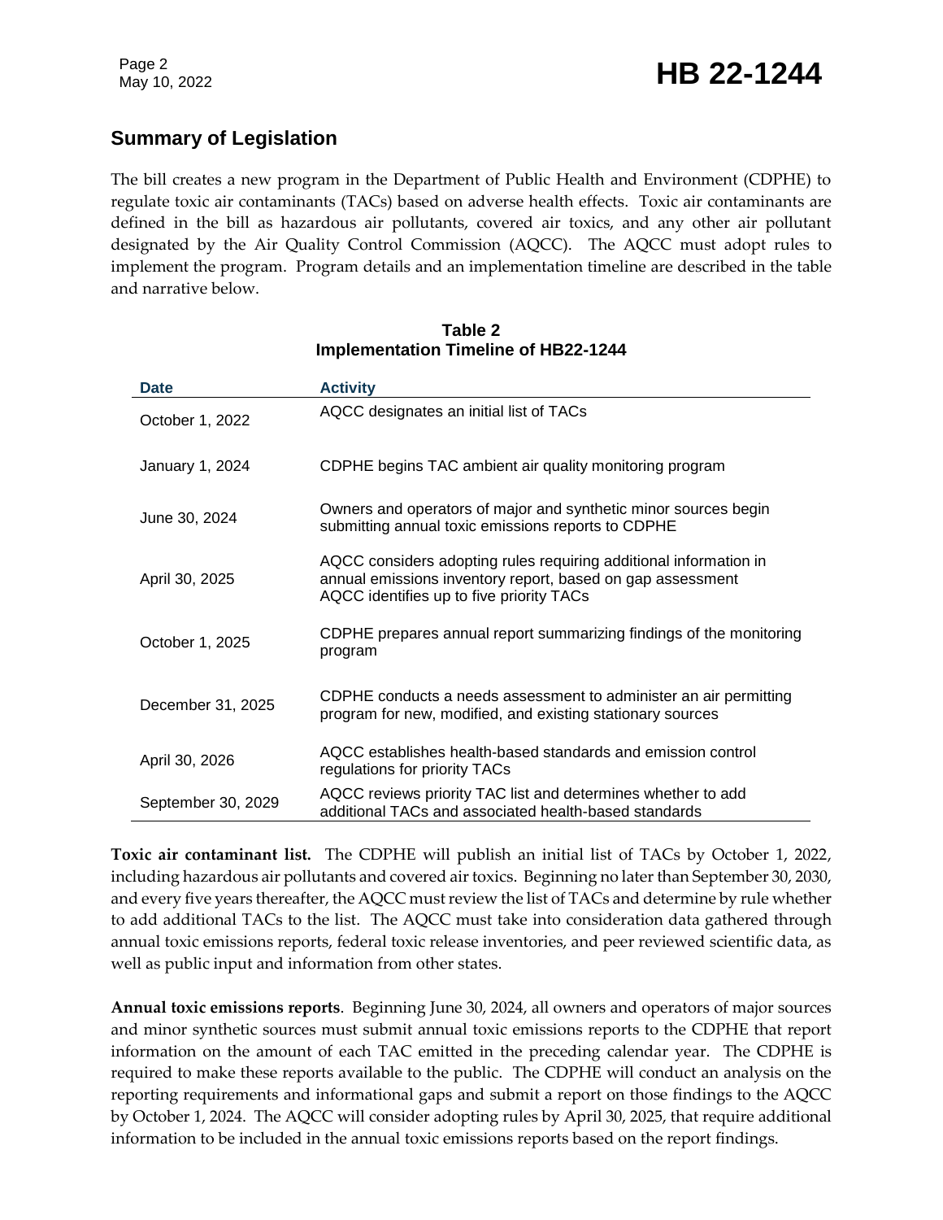## Summary of Legislation

The bill creates a new program in the Department of Public Health and Environment (CDPHE) to regulate toxic air contaminants (TACs) based on adverse health effects. Toxic air contaminants are defined in the bill as hazardous air pollutants, covered air toxics, and any other air pollutant designated by the Air Quality Control Commission (AQCC). The AQCC must adopt rules to implement the program. Program details and an implementation timeline are described in the table and narrative below.

**Table 2**
**Implementation Timeline of HB22-1244**

| Date | Activity |
| --- | --- |
| October 1, 2022 | AQCC designates an initial list of TACs |
| January 1, 2024 | CDPHE begins TAC ambient air quality monitoring program |
| June 30, 2024 | Owners and operators of major and synthetic minor sources begin submitting annual toxic emissions reports to CDPHE |
| April 30, 2025 | AQCC considers adopting rules requiring additional information in annual emissions inventory report, based on gap assessment AQCC identifies up to five priority TACs |
| October 1, 2025 | CDPHE prepares annual report summarizing findings of the monitoring program |
| December 31, 2025 | CDPHE conducts a needs assessment to administer an air permitting program for new, modified, and existing stationary sources |
| April 30, 2026 | AQCC establishes health-based standards and emission control regulations for priority TACs |
| September 30, 2029 | AQCC reviews priority TAC list and determines whether to add additional TACs and associated health-based standards |

**Toxic air contaminant list.** The CDPHE will publish an initial list of TACs by October 1, 2022, including hazardous air pollutants and covered air toxics. Beginning no later than September 30, 2030, and every five years thereafter, the AQCC must review the list of TACs and determine by rule whether to add additional TACs to the list. The AQCC must take into consideration data gathered through annual toxic emissions reports, federal toxic release inventories, and peer reviewed scientific data, as well as public input and information from other states.

**Annual toxic emissions reports**. Beginning June 30, 2024, all owners and operators of major sources and minor synthetic sources must submit annual toxic emissions reports to the CDPHE that report information on the amount of each TAC emitted in the preceding calendar year. The CDPHE is required to make these reports available to the public. The CDPHE will conduct an analysis on the reporting requirements and informational gaps and submit a report on those findings to the AQCC by October 1, 2024. The AQCC will consider adopting rules by April 30, 2025, that require additional information to be included in the annual toxic emissions reports based on the report findings.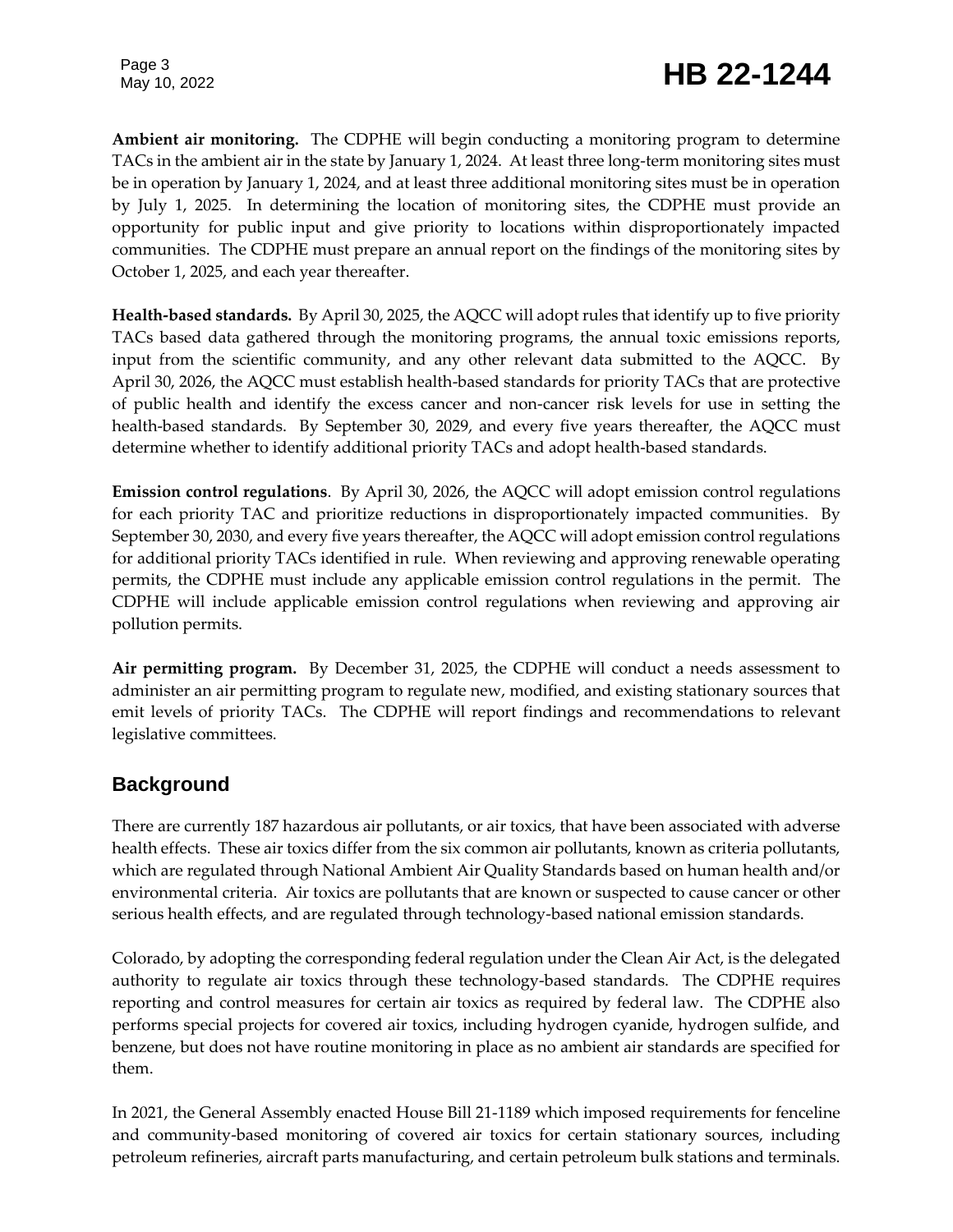**Ambient air monitoring.** The CDPHE will begin conducting a monitoring program to determine TACs in the ambient air in the state by January 1, 2024. At least three long-term monitoring sites must be in operation by January 1, 2024, and at least three additional monitoring sites must be in operation by July 1, 2025. In determining the location of monitoring sites, the CDPHE must provide an opportunity for public input and give priority to locations within disproportionately impacted communities. The CDPHE must prepare an annual report on the findings of the monitoring sites by October 1, 2025, and each year thereafter.

**Health-based standards.** By April 30, 2025, the AQCC will adopt rules that identify up to five priority TACs based data gathered through the monitoring programs, the annual toxic emissions reports, input from the scientific community, and any other relevant data submitted to the AQCC. By April 30, 2026, the AQCC must establish health-based standards for priority TACs that are protective of public health and identify the excess cancer and non-cancer risk levels for use in setting the health-based standards. By September 30, 2029, and every five years thereafter, the AQCC must determine whether to identify additional priority TACs and adopt health-based standards.

**Emission control regulations**. By April 30, 2026, the AQCC will adopt emission control regulations for each priority TAC and prioritize reductions in disproportionately impacted communities. By September 30, 2030, and every five years thereafter, the AQCC will adopt emission control regulations for additional priority TACs identified in rule. When reviewing and approving renewable operating permits, the CDPHE must include any applicable emission control regulations in the permit. The CDPHE will include applicable emission control regulations when reviewing and approving air pollution permits.

**Air permitting program.** By December 31, 2025, the CDPHE will conduct a needs assessment to administer an air permitting program to regulate new, modified, and existing stationary sources that emit levels of priority TACs. The CDPHE will report findings and recommendations to relevant legislative committees.

## Background

There are currently 187 hazardous air pollutants, or air toxics, that have been associated with adverse health effects. These air toxics differ from the six common air pollutants, known as criteria pollutants, which are regulated through National Ambient Air Quality Standards based on human health and/or environmental criteria. Air toxics are pollutants that are known or suspected to cause cancer or other serious health effects, and are regulated through technology-based national emission standards.

Colorado, by adopting the corresponding federal regulation under the Clean Air Act, is the delegated authority to regulate air toxics through these technology-based standards. The CDPHE requires reporting and control measures for certain air toxics as required by federal law. The CDPHE also performs special projects for covered air toxics, including hydrogen cyanide, hydrogen sulfide, and benzene, but does not have routine monitoring in place as no ambient air standards are specified for them.

In 2021, the General Assembly enacted House Bill 21-1189 which imposed requirements for fenceline and community-based monitoring of covered air toxics for certain stationary sources, including petroleum refineries, aircraft parts manufacturing, and certain petroleum bulk stations and terminals.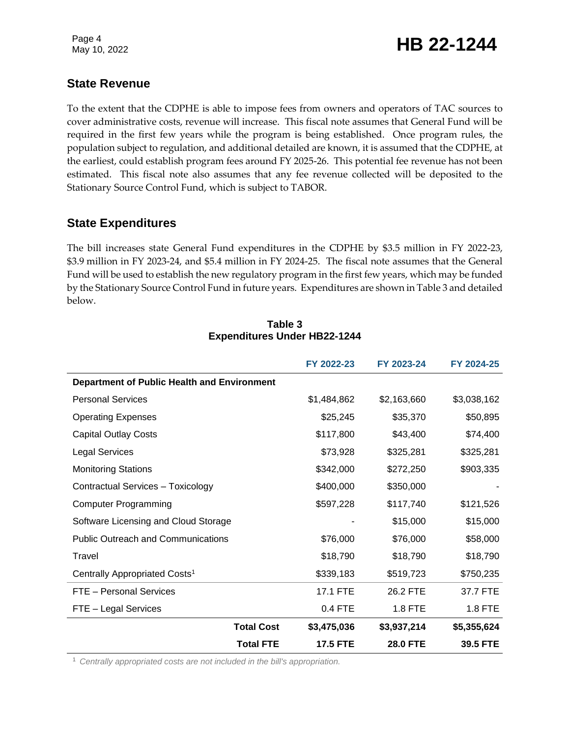## State Revenue

To the extent that the CDPHE is able to impose fees from owners and operators of TAC sources to cover administrative costs, revenue will increase. This fiscal note assumes that General Fund will be required in the first few years while the program is being established. Once program rules, the population subject to regulation, and additional detailed are known, it is assumed that the CDPHE, at the earliest, could establish program fees around FY 2025-26. This potential fee revenue has not been estimated. This fiscal note also assumes that any fee revenue collected will be deposited to the Stationary Source Control Fund, which is subject to TABOR.

## State Expenditures

The bill increases state General Fund expenditures in the CDPHE by $3.5 million in FY 2022-23, $3.9 million in FY 2023-24, and $5.4 million in FY 2024-25. The fiscal note assumes that the General Fund will be used to establish the new regulatory program in the first few years, which may be funded by the Stationary Source Control Fund in future years. Expenditures are shown in Table 3 and detailed below.

**Table 3**
**Expenditures Under HB22-1244**

| | FY 2022-23 | FY 2023-24 | FY 2024-25 |
|---|---|---|---|
| **Department of Public Health and Environment** | | | |
| Personal Services | $1,484,862 | $2,163,660 | $3,038,162 |
| Operating Expenses | $25,245 | $35,370 | $50,895 |
| Capital Outlay Costs | $117,800 | $43,400 | $74,400 |
| Legal Services | $73,928 | $325,281 | $325,281 |
| Monitoring Stations | $342,000 | $272,250 | $903,335 |
| Contractual Services – Toxicology | $400,000 | $350,000 | - |
| Computer Programming | $597,228 | $117,740 | $121,526 |
| Software Licensing and Cloud Storage | - | $15,000 | $15,000 |
| Public Outreach and Communications | $76,000 | $76,000 | $58,000 |
| Travel | $18,790 | $18,790 | $18,790 |
| Centrally Appropriated Costs[1] | $339,183 | $519,723 | $750,235 |
| FTE – Personal Services | 17.1 FTE | 26.2 FTE | 37.7 FTE |
| FTE – Legal Services | 0.4 FTE | 1.8 FTE | 1.8 FTE |
| **Total Cost** | **$3,475,036** | **$3,937,214** | **$5,355,624** |
| **Total FTE** | **17.5 FTE** | **28.0 FTE** | **39.5 FTE** |

[1] *Centrally appropriated costs are not included in the bill's appropriation.*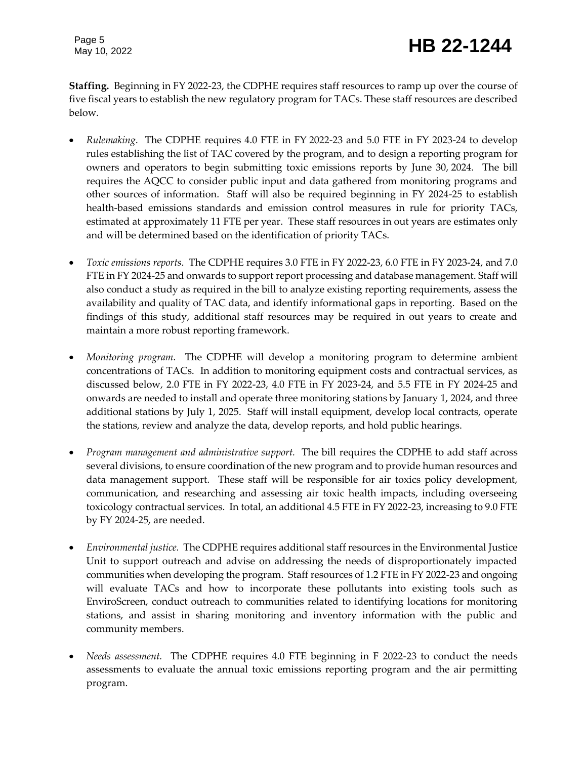**Staffing.** Beginning in FY 2022-23, the CDPHE requires staff resources to ramp up over the course of five fiscal years to establish the new regulatory program for TACs. These staff resources are described below.

- *Rulemaking*. The CDPHE requires 4.0 FTE in FY 2022-23 and 5.0 FTE in FY 2023-24 to develop rules establishing the list of TAC covered by the program, and to design a reporting program for owners and operators to begin submitting toxic emissions reports by June 30, 2024. The bill requires the AQCC to consider public input and data gathered from monitoring programs and other sources of information. Staff will also be required beginning in FY 2024-25 to establish health-based emissions standards and emission control measures in rule for priority TACs, estimated at approximately 11 FTE per year. These staff resources in out years are estimates only and will be determined based on the identification of priority TACs.

- *Toxic emissions reports*. The CDPHE requires 3.0 FTE in FY 2022-23, 6.0 FTE in FY 2023-24, and 7.0 FTE in FY 2024-25 and onwards to support report processing and database management. Staff will also conduct a study as required in the bill to analyze existing reporting requirements, assess the availability and quality of TAC data, and identify informational gaps in reporting. Based on the findings of this study, additional staff resources may be required in out years to create and maintain a more robust reporting framework.

- *Monitoring program*. The CDPHE will develop a monitoring program to determine ambient concentrations of TACs. In addition to monitoring equipment costs and contractual services, as discussed below, 2.0 FTE in FY 2022-23, 4.0 FTE in FY 2023-24, and 5.5 FTE in FY 2024-25 and onwards are needed to install and operate three monitoring stations by January 1, 2024, and three additional stations by July 1, 2025. Staff will install equipment, develop local contracts, operate the stations, review and analyze the data, develop reports, and hold public hearings.

- *Program management and administrative support.* The bill requires the CDPHE to add staff across several divisions, to ensure coordination of the new program and to provide human resources and data management support. These staff will be responsible for air toxics policy development, communication, and researching and assessing air toxic health impacts, including overseeing toxicology contractual services. In total, an additional 4.5 FTE in FY 2022-23, increasing to 9.0 FTE by FY 2024-25, are needed.

- *Environmental justice.* The CDPHE requires additional staff resources in the Environmental Justice Unit to support outreach and advise on addressing the needs of disproportionately impacted communities when developing the program. Staff resources of 1.2 FTE in FY 2022-23 and ongoing will evaluate TACs and how to incorporate these pollutants into existing tools such as EnviroScreen, conduct outreach to communities related to identifying locations for monitoring stations, and assist in sharing monitoring and inventory information with the public and community members.

- *Needs assessment.* The CDPHE requires 4.0 FTE beginning in F 2022-23 to conduct the needs assessments to evaluate the annual toxic emissions reporting program and the air permitting program.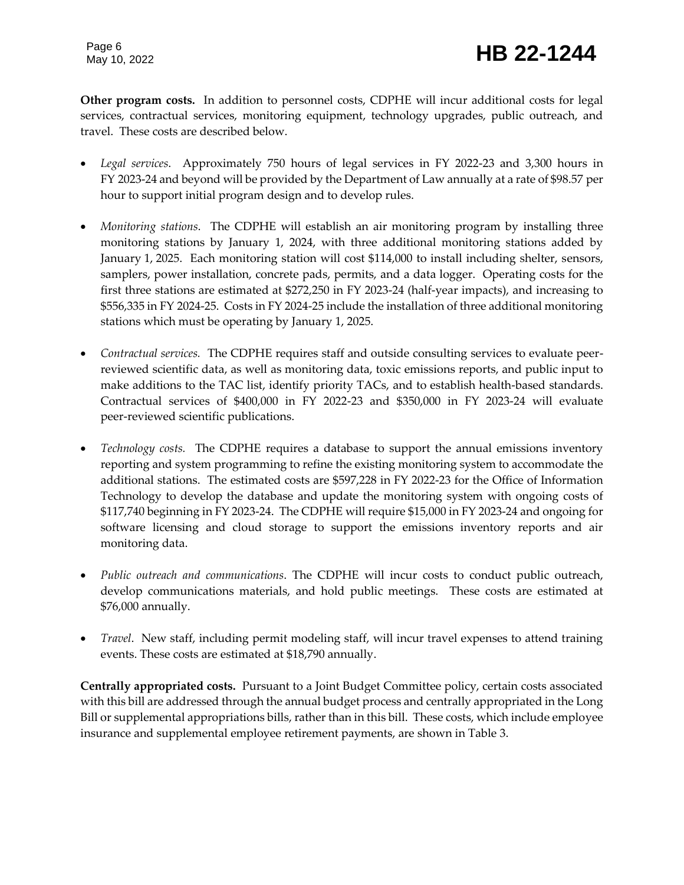**Other program costs.** In addition to personnel costs, CDPHE will incur additional costs for legal services, contractual services, monitoring equipment, technology upgrades, public outreach, and travel. These costs are described below.

- *Legal services.* Approximately 750 hours of legal services in FY 2022-23 and 3,300 hours in FY 2023-24 and beyond will be provided by the Department of Law annually at a rate of $98.57 per hour to support initial program design and to develop rules.

- *Monitoring stations.* The CDPHE will establish an air monitoring program by installing three monitoring stations by January 1, 2024, with three additional monitoring stations added by January 1, 2025. Each monitoring station will cost $114,000 to install including shelter, sensors, samplers, power installation, concrete pads, permits, and a data logger. Operating costs for the first three stations are estimated at $272,250 in FY 2023-24 (half-year impacts), and increasing to $556,335 in FY 2024-25. Costs in FY 2024-25 include the installation of three additional monitoring stations which must be operating by January 1, 2025.

- *Contractual services.* The CDPHE requires staff and outside consulting services to evaluate peer-reviewed scientific data, as well as monitoring data, toxic emissions reports, and public input to make additions to the TAC list, identify priority TACs, and to establish health-based standards. Contractual services of $400,000 in FY 2022-23 and $350,000 in FY 2023-24 will evaluate peer-reviewed scientific publications.

- *Technology costs.* The CDPHE requires a database to support the annual emissions inventory reporting and system programming to refine the existing monitoring system to accommodate the additional stations. The estimated costs are $597,228 in FY 2022-23 for the Office of Information Technology to develop the database and update the monitoring system with ongoing costs of $117,740 beginning in FY 2023-24. The CDPHE will require $15,000 in FY 2023-24 and ongoing for software licensing and cloud storage to support the emissions inventory reports and air monitoring data.

- *Public outreach and communications*. The CDPHE will incur costs to conduct public outreach, develop communications materials, and hold public meetings. These costs are estimated at $76,000 annually.

- *Travel.* New staff, including permit modeling staff, will incur travel expenses to attend training events. These costs are estimated at $18,790 annually.

**Centrally appropriated costs.** Pursuant to a Joint Budget Committee policy, certain costs associated with this bill are addressed through the annual budget process and centrally appropriated in the Long Bill or supplemental appropriations bills, rather than in this bill. These costs, which include employee insurance and supplemental employee retirement payments, are shown in Table 3.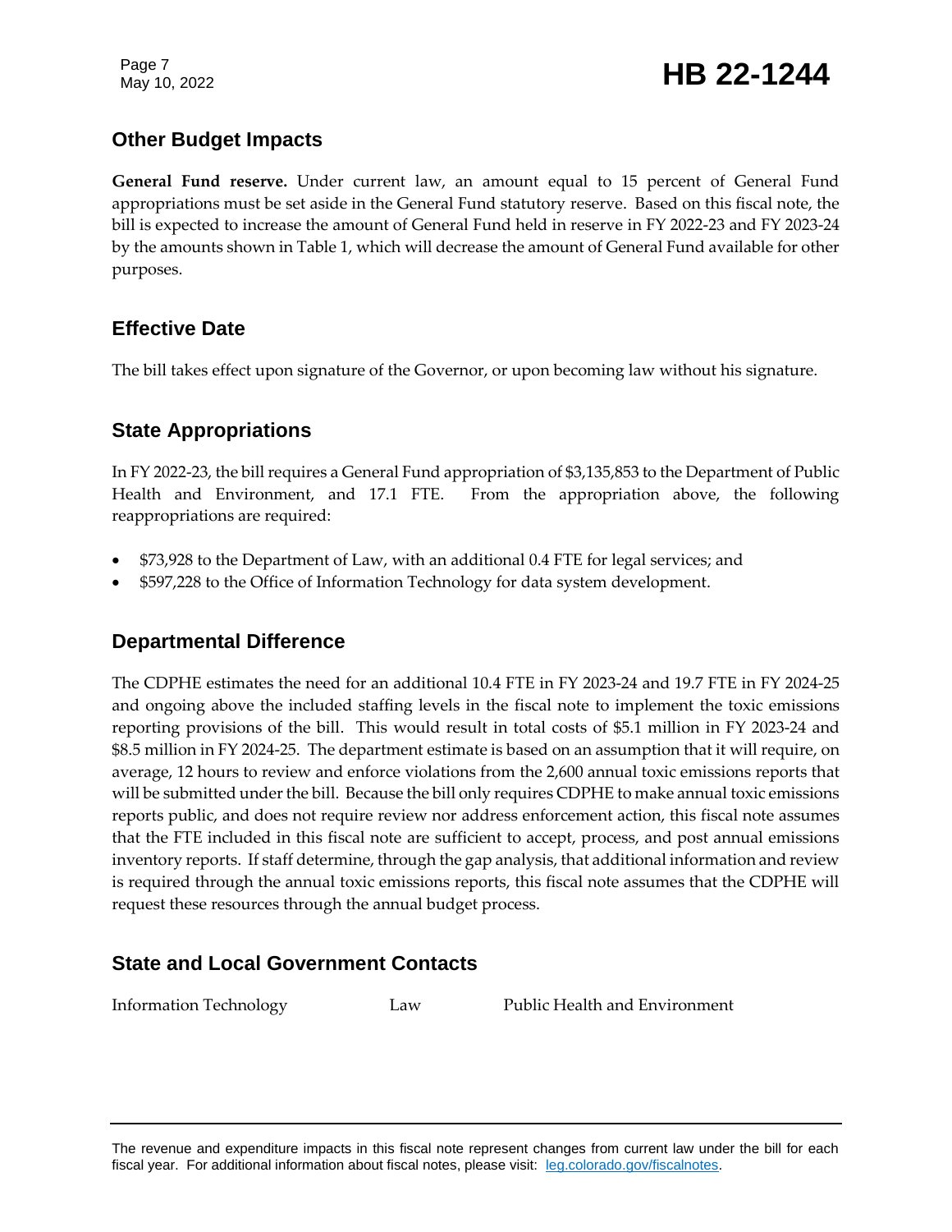## Other Budget Impacts

**General Fund reserve.** Under current law, an amount equal to 15 percent of General Fund appropriations must be set aside in the General Fund statutory reserve. Based on this fiscal note, the bill is expected to increase the amount of General Fund held in reserve in FY 2022-23 and FY 2023-24 by the amounts shown in Table 1, which will decrease the amount of General Fund available for other purposes.

## Effective Date

The bill takes effect upon signature of the Governor, or upon becoming law without his signature.

## State Appropriations

In FY 2022-23, the bill requires a General Fund appropriation of $3,135,853 to the Department of Public Health and Environment, and 17.1 FTE. From the appropriation above, the following reappropriations are required:

- $73,928 to the Department of Law, with an additional 0.4 FTE for legal services; and
- $597,228 to the Office of Information Technology for data system development.

## Departmental Difference

The CDPHE estimates the need for an additional 10.4 FTE in FY 2023-24 and 19.7 FTE in FY 2024-25 and ongoing above the included staffing levels in the fiscal note to implement the toxic emissions reporting provisions of the bill. This would result in total costs of $5.1 million in FY 2023-24 and $8.5 million in FY 2024-25. The department estimate is based on an assumption that it will require, on average, 12 hours to review and enforce violations from the 2,600 annual toxic emissions reports that will be submitted under the bill. Because the bill only requires CDPHE to make annual toxic emissions reports public, and does not require review nor address enforcement action, this fiscal note assumes that the FTE included in this fiscal note are sufficient to accept, process, and post annual emissions inventory reports. If staff determine, through the gap analysis, that additional information and review is required through the annual toxic emissions reports, this fiscal note assumes that the CDPHE will request these resources through the annual budget process.

## State and Local Government Contacts

Information Technology     Law     Public Health and Environment

The revenue and expenditure impacts in this fiscal note represent changes from current law under the bill for each fiscal year. For additional information about fiscal notes, please visit: leg.colorado.gov/fiscalnotes.